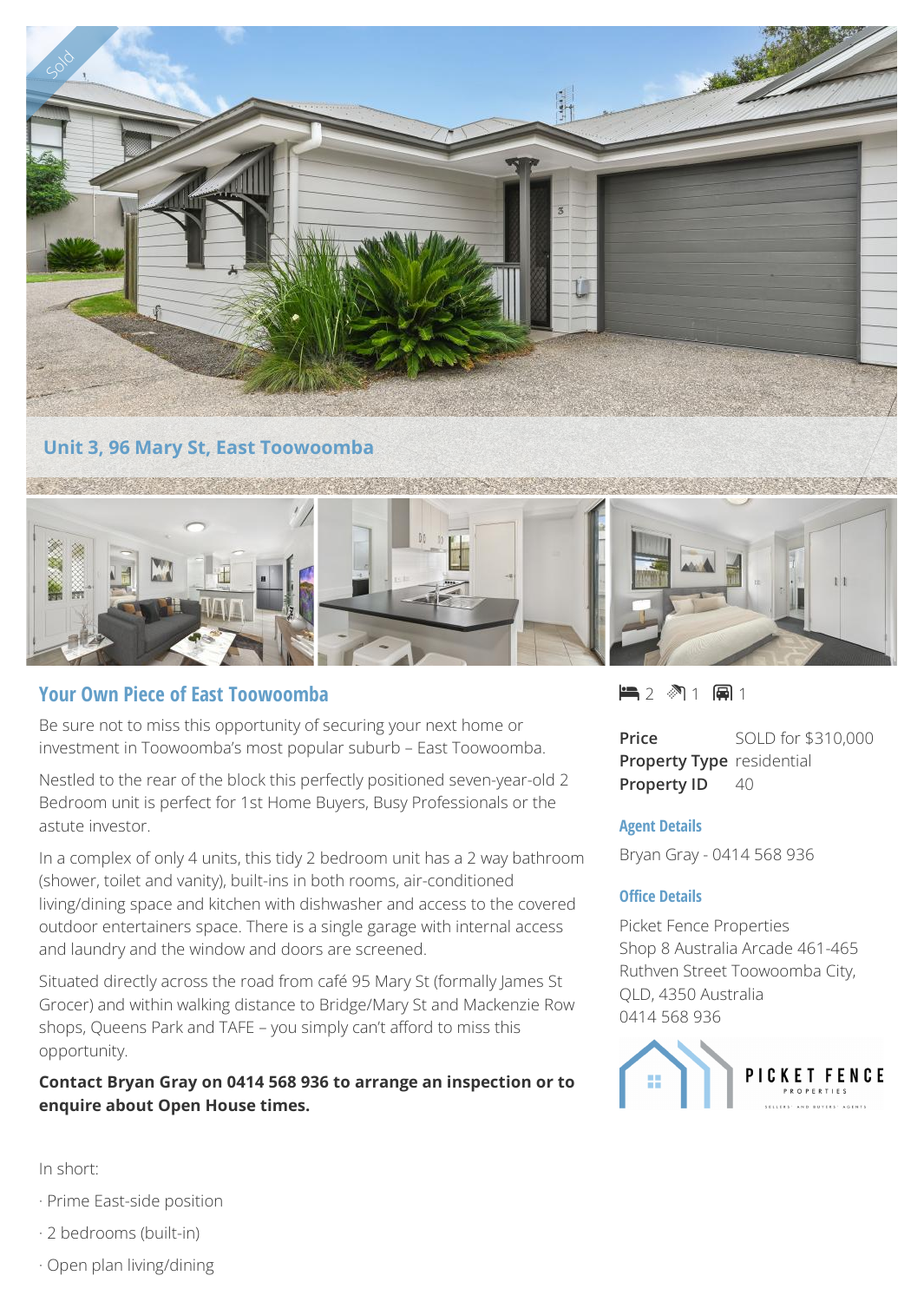Sold

## Unit 3, 96 Mary St, East Toowoomba

## Your Own Piece of East Toowoomba

Be sure not to miss this opportunity of securing your next home or investment in Toowoomba's most popular suburb – East Toowoomba.

Nestled to the rear of the block this perfectly positioned seven-year-old 2 Bedroom unit is perfect for 1st Home Buyers, Busy Professionals or the astute investor.

In a complex of only 4 units, this tidy 2 bedroom unit has a 2 way bathroom (shower, toilet and vanity), built-ins in both rooms, air-conditioned living/dining space and kitchen with dishwasher and access to the covered outdoor entertainers space. There is a single garage with internal access and laundry and the window and doors are screened.

Situated directly across the road from café 95 Mary St (formally James St Grocer) and within walking distance to Bridge/Mary St and Mackenzie Row shops, Queens Park and TAFE – you simply can't afford to miss this opportunity.

**Contact Bryan Gray on 0414 568 936 to arrange an inspection or to enquire about Open House times.**

In short:

· Prime East-side position

· 2 bedrooms (built-in)

· Open plan living/dining

2 1 1

| | |
|---|---|
| **Price** | SOLD for $310,000 |
| **Property Type** | residential |
| **Property ID** | 40 |

### Agent Details

Bryan Gray - 0414 568 936

### Office Details

Picket Fence Properties
Shop 8 Australia Arcade 461-465 Ruthven Street Toowoomba City, QLD, 4350 Australia
0414 568 936

PICKET FENCE PROPERTIES
SELLERS AND BUYERS AGENTS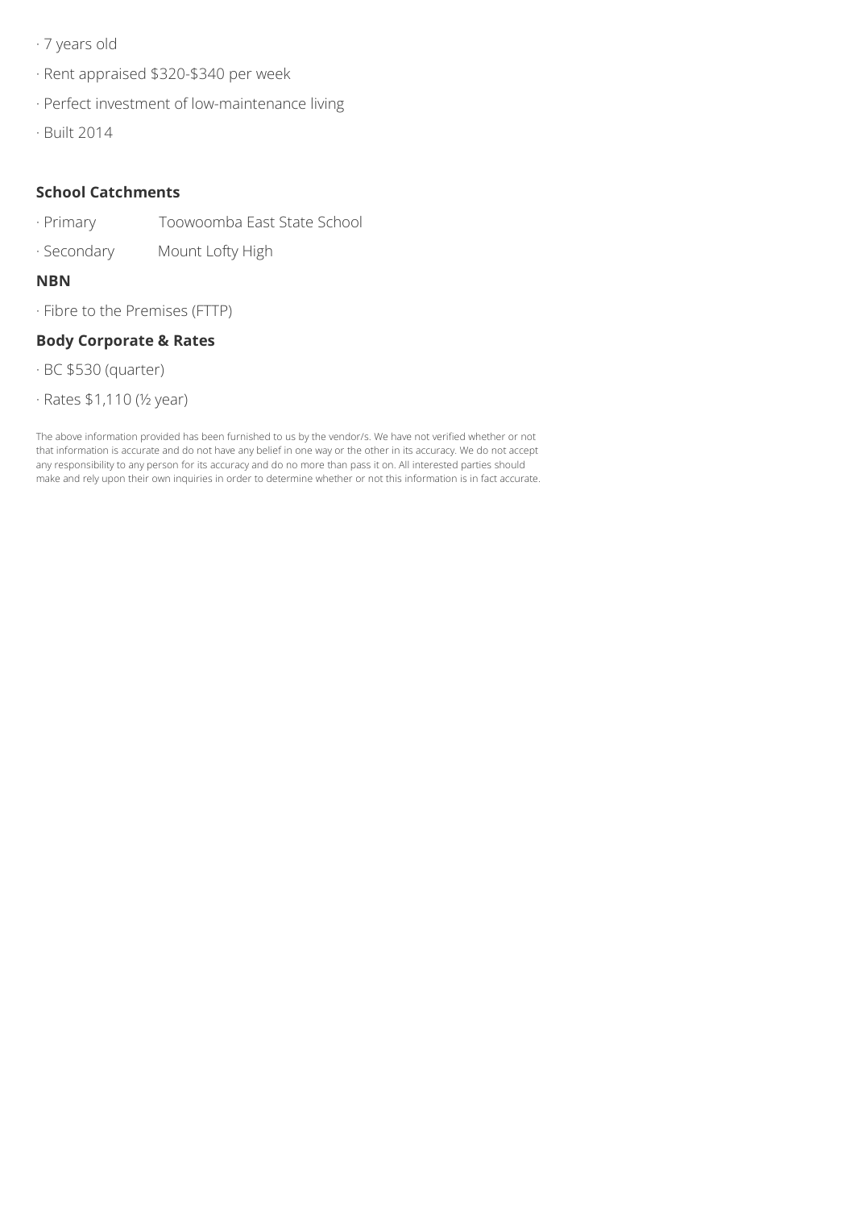· 7 years old

· Rent appraised $320-$340 per week

· Perfect investment of low-maintenance living

· Built 2014

**School Catchments**

· Primary Toowoomba East State School

· Secondary Mount Lofty High

**NBN**

· Fibre to the Premises (FTTP)

**Body Corporate & Rates**

· BC $530 (quarter)

· Rates $1,110 (½ year)

The above information provided has been furnished to us by the vendor/s. We have not verified whether or not that information is accurate and do not have any belief in one way or the other in its accuracy. We do not accept any responsibility to any person for its accuracy and do no more than pass it on. All interested parties should make and rely upon their own inquiries in order to determine whether or not this information is in fact accurate.